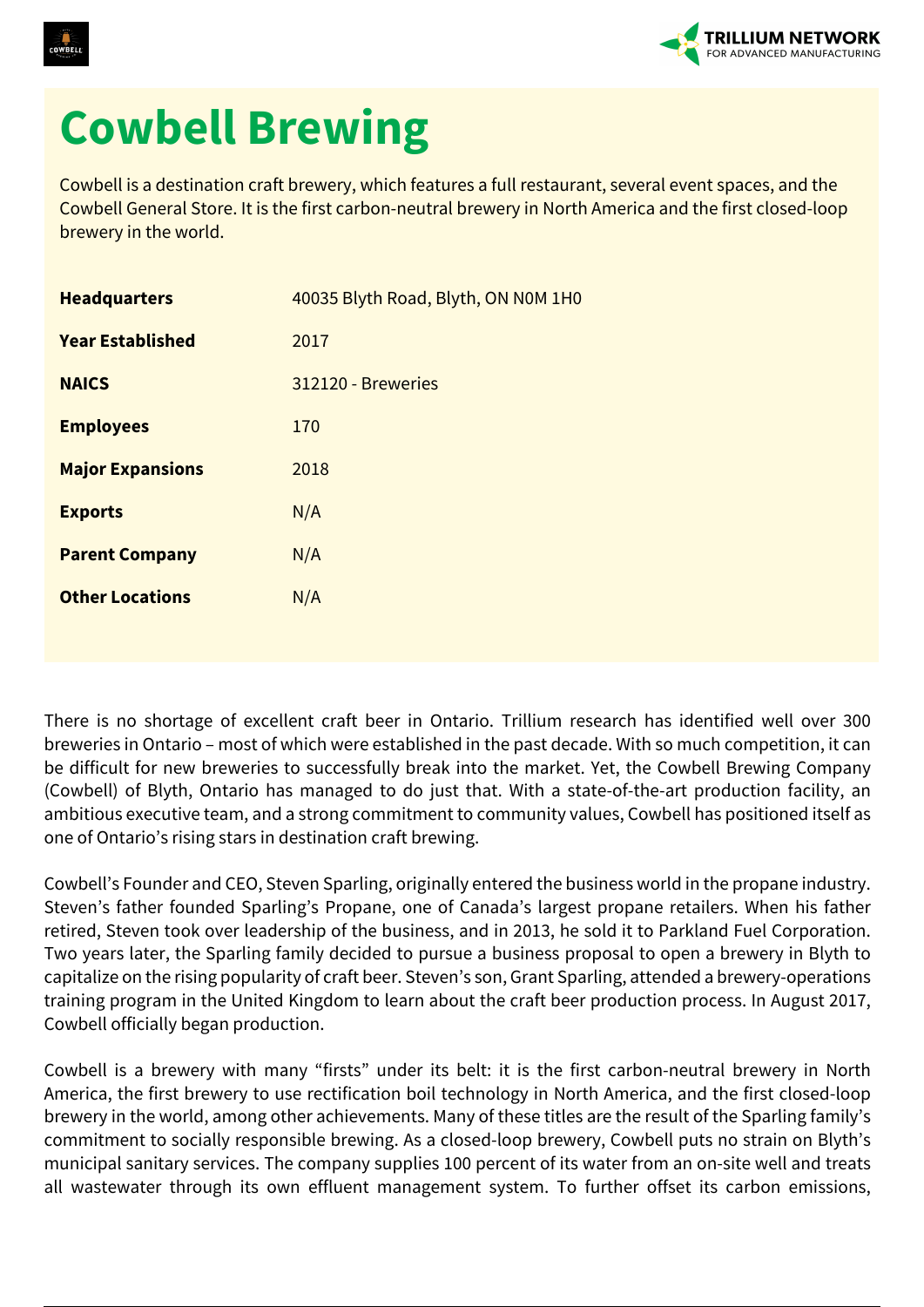# Cowbell Brewing

Cowbell is a destination craft brewery, which features a full restaurant, several event spaces, and the Cowbell General Store. It is the first carbon-neutral brewery in North America and the first closed-loop brewery in the world.

| | |
|---|---|
| **Headquarters** | 40035 Blyth Road, Blyth, ON N0M 1H0 |
| **Year Established** | 2017 |
| **NAICS** | 312120 - Breweries |
| **Employees** | 170 |
| **Major Expansions** | 2018 |
| **Exports** | N/A |
| **Parent Company** | N/A |
| **Other Locations** | N/A |

There is no shortage of excellent craft beer in Ontario. Trillium research has identified well over 300 breweries in Ontario – most of which were established in the past decade. With so much competition, it can be difficult for new breweries to successfully break into the market. Yet, the Cowbell Brewing Company (Cowbell) of Blyth, Ontario has managed to do just that. With a state-of-the-art production facility, an ambitious executive team, and a strong commitment to community values, Cowbell has positioned itself as one of Ontario's rising stars in destination craft brewing.

Cowbell's Founder and CEO, Steven Sparling, originally entered the business world in the propane industry. Steven's father founded Sparling's Propane, one of Canada's largest propane retailers. When his father retired, Steven took over leadership of the business, and in 2013, he sold it to Parkland Fuel Corporation. Two years later, the Sparling family decided to pursue a business proposal to open a brewery in Blyth to capitalize on the rising popularity of craft beer. Steven's son, Grant Sparling, attended a brewery-operations training program in the United Kingdom to learn about the craft beer production process. In August 2017, Cowbell officially began production.

Cowbell is a brewery with many "firsts" under its belt: it is the first carbon-neutral brewery in North America, the first brewery to use rectification boil technology in North America, and the first closed-loop brewery in the world, among other achievements. Many of these titles are the result of the Sparling family's commitment to socially responsible brewing. As a closed-loop brewery, Cowbell puts no strain on Blyth's municipal sanitary services. The company supplies 100 percent of its water from an on-site well and treats all wastewater through its own effluent management system. To further offset its carbon emissions,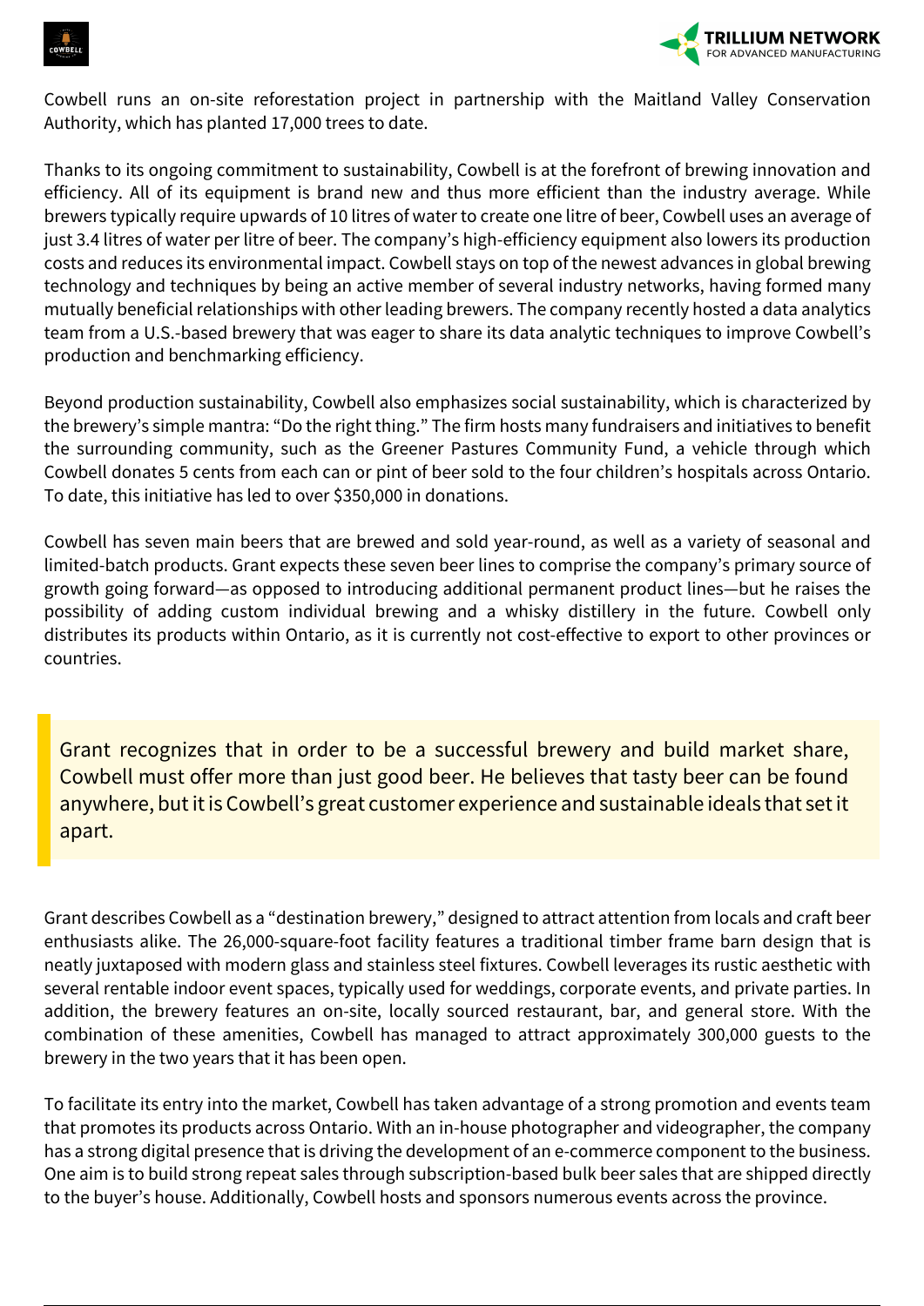Cowbell runs an on-site reforestation project in partnership with the Maitland Valley Conservation Authority, which has planted 17,000 trees to date.

Thanks to its ongoing commitment to sustainability, Cowbell is at the forefront of brewing innovation and efficiency. All of its equipment is brand new and thus more efficient than the industry average. While brewers typically require upwards of 10 litres of water to create one litre of beer, Cowbell uses an average of just 3.4 litres of water per litre of beer. The company's high-efficiency equipment also lowers its production costs and reduces its environmental impact. Cowbell stays on top of the newest advances in global brewing technology and techniques by being an active member of several industry networks, having formed many mutually beneficial relationships with other leading brewers. The company recently hosted a data analytics team from a U.S.-based brewery that was eager to share its data analytic techniques to improve Cowbell's production and benchmarking efficiency.

Beyond production sustainability, Cowbell also emphasizes social sustainability, which is characterized by the brewery's simple mantra: "Do the right thing." The firm hosts many fundraisers and initiatives to benefit the surrounding community, such as the Greener Pastures Community Fund, a vehicle through which Cowbell donates 5 cents from each can or pint of beer sold to the four children's hospitals across Ontario. To date, this initiative has led to over $350,000 in donations.

Cowbell has seven main beers that are brewed and sold year-round, as well as a variety of seasonal and limited-batch products. Grant expects these seven beer lines to comprise the company's primary source of growth going forward—as opposed to introducing additional permanent product lines—but he raises the possibility of adding custom individual brewing and a whisky distillery in the future. Cowbell only distributes its products within Ontario, as it is currently not cost-effective to export to other provinces or countries.

> Grant recognizes that in order to be a successful brewery and build market share, Cowbell must offer more than just good beer. He believes that tasty beer can be found anywhere, but it is Cowbell's great customer experience and sustainable ideals that set it apart.

Grant describes Cowbell as a "destination brewery," designed to attract attention from locals and craft beer enthusiasts alike. The 26,000-square-foot facility features a traditional timber frame barn design that is neatly juxtaposed with modern glass and stainless steel fixtures. Cowbell leverages its rustic aesthetic with several rentable indoor event spaces, typically used for weddings, corporate events, and private parties. In addition, the brewery features an on-site, locally sourced restaurant, bar, and general store. With the combination of these amenities, Cowbell has managed to attract approximately 300,000 guests to the brewery in the two years that it has been open.

To facilitate its entry into the market, Cowbell has taken advantage of a strong promotion and events team that promotes its products across Ontario. With an in-house photographer and videographer, the company has a strong digital presence that is driving the development of an e-commerce component to the business. One aim is to build strong repeat sales through subscription-based bulk beer sales that are shipped directly to the buyer's house. Additionally, Cowbell hosts and sponsors numerous events across the province.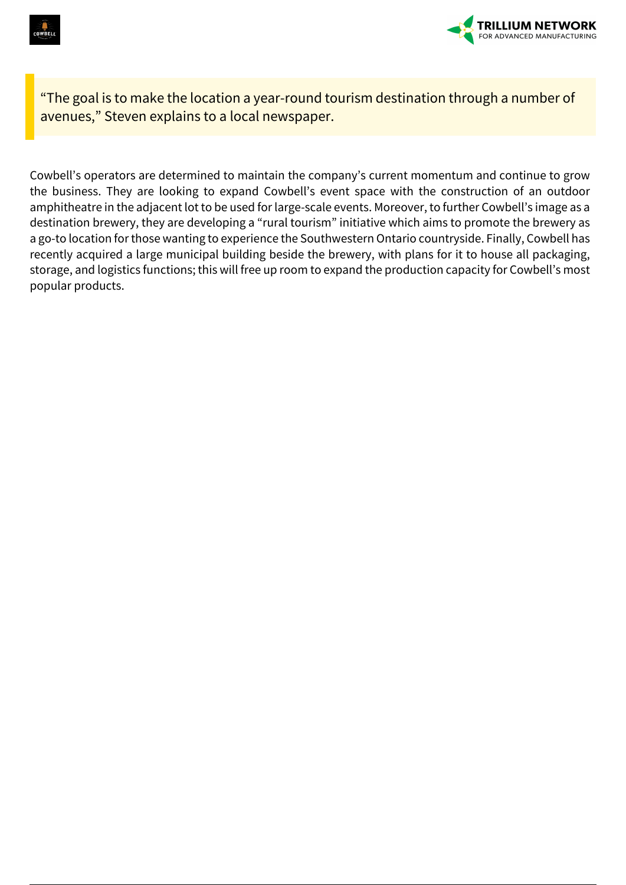> "The goal is to make the location a year-round tourism destination through a number of avenues," Steven explains to a local newspaper.

Cowbell's operators are determined to maintain the company's current momentum and continue to grow the business. They are looking to expand Cowbell's event space with the construction of an outdoor amphitheatre in the adjacent lot to be used for large-scale events. Moreover, to further Cowbell's image as a destination brewery, they are developing a "rural tourism" initiative which aims to promote the brewery as a go-to location for those wanting to experience the Southwestern Ontario countryside. Finally, Cowbell has recently acquired a large municipal building beside the brewery, with plans for it to house all packaging, storage, and logistics functions; this will free up room to expand the production capacity for Cowbell's most popular products.